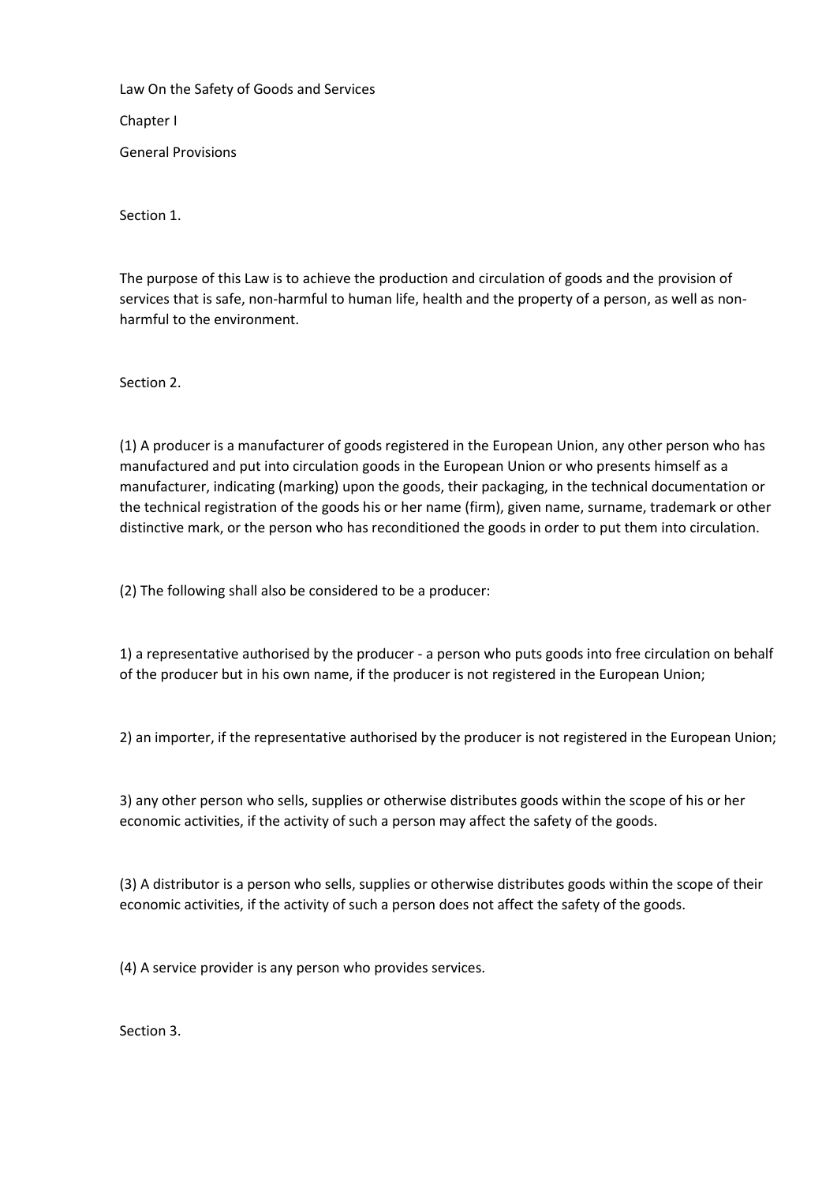# Law On the Safety of Goods and Services

## Chapter I

## General Provisions

### Section 1.

The purpose of this Law is to achieve the production and circulation of goods and the provision of services that is safe, non-harmful to human life, health and the property of a person, as well as non-harmful to the environment.

### Section 2.

(1) A producer is a manufacturer of goods registered in the European Union, any other person who has manufactured and put into circulation goods in the European Union or who presents himself as a manufacturer, indicating (marking) upon the goods, their packaging, in the technical documentation or the technical registration of the goods his or her name (firm), given name, surname, trademark or other distinctive mark, or the person who has reconditioned the goods in order to put them into circulation.

(2) The following shall also be considered to be a producer:

1) a representative authorised by the producer - a person who puts goods into free circulation on behalf of the producer but in his own name, if the producer is not registered in the European Union;

2) an importer, if the representative authorised by the producer is not registered in the European Union;

3) any other person who sells, supplies or otherwise distributes goods within the scope of his or her economic activities, if the activity of such a person may affect the safety of the goods.

(3) A distributor is a person who sells, supplies or otherwise distributes goods within the scope of their economic activities, if the activity of such a person does not affect the safety of the goods.

(4) A service provider is any person who provides services.

### Section 3.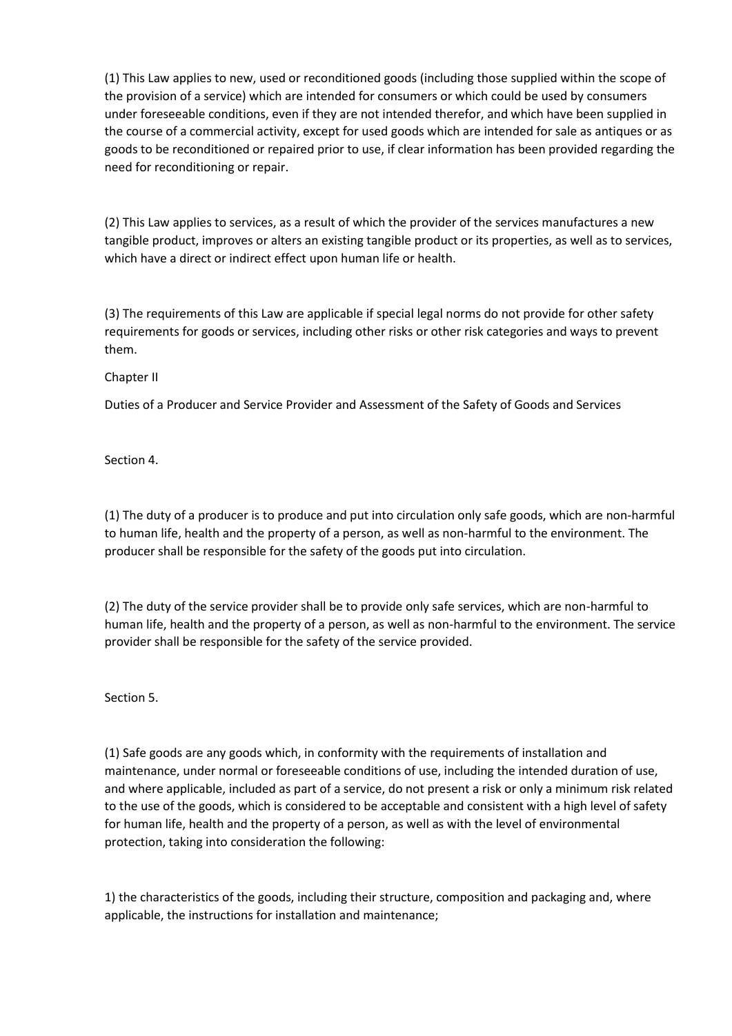(1) This Law applies to new, used or reconditioned goods (including those supplied within the scope of the provision of a service) which are intended for consumers or which could be used by consumers under foreseeable conditions, even if they are not intended therefor, and which have been supplied in the course of a commercial activity, except for used goods which are intended for sale as antiques or as goods to be reconditioned or repaired prior to use, if clear information has been provided regarding the need for reconditioning or repair.

(2) This Law applies to services, as a result of which the provider of the services manufactures a new tangible product, improves or alters an existing tangible product or its properties, as well as to services, which have a direct or indirect effect upon human life or health.

(3) The requirements of this Law are applicable if special legal norms do not provide for other safety requirements for goods or services, including other risks or other risk categories and ways to prevent them.

## Chapter II

## Duties of a Producer and Service Provider and Assessment of the Safety of Goods and Services

### Section 4.

(1) The duty of a producer is to produce and put into circulation only safe goods, which are non-harmful to human life, health and the property of a person, as well as non-harmful to the environment. The producer shall be responsible for the safety of the goods put into circulation.

(2) The duty of the service provider shall be to provide only safe services, which are non-harmful to human life, health and the property of a person, as well as non-harmful to the environment. The service provider shall be responsible for the safety of the service provided.

### Section 5.

(1) Safe goods are any goods which, in conformity with the requirements of installation and maintenance, under normal or foreseeable conditions of use, including the intended duration of use, and where applicable, included as part of a service, do not present a risk or only a minimum risk related to the use of the goods, which is considered to be acceptable and consistent with a high level of safety for human life, health and the property of a person, as well as with the level of environmental protection, taking into consideration the following:

1) the characteristics of the goods, including their structure, composition and packaging and, where applicable, the instructions for installation and maintenance;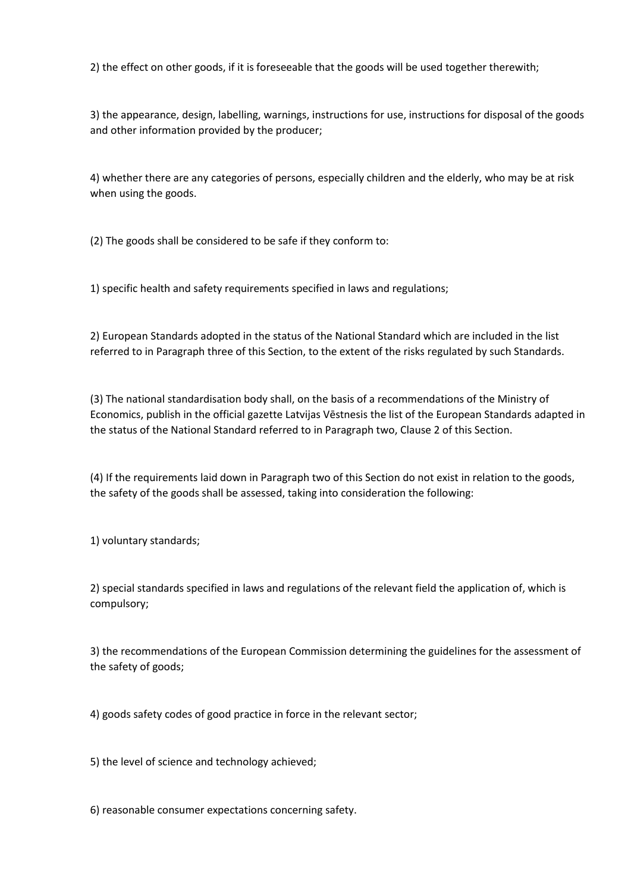2) the effect on other goods, if it is foreseeable that the goods will be used together therewith;

3) the appearance, design, labelling, warnings, instructions for use, instructions for disposal of the goods and other information provided by the producer;

4) whether there are any categories of persons, especially children and the elderly, who may be at risk when using the goods.

(2) The goods shall be considered to be safe if they conform to:

1) specific health and safety requirements specified in laws and regulations;

2) European Standards adopted in the status of the National Standard which are included in the list referred to in Paragraph three of this Section, to the extent of the risks regulated by such Standards.

(3) The national standardisation body shall, on the basis of a recommendations of the Ministry of Economics, publish in the official gazette Latvijas Vēstnesis the list of the European Standards adapted in the status of the National Standard referred to in Paragraph two, Clause 2 of this Section.

(4) If the requirements laid down in Paragraph two of this Section do not exist in relation to the goods, the safety of the goods shall be assessed, taking into consideration the following:

1) voluntary standards;

2) special standards specified in laws and regulations of the relevant field the application of, which is compulsory;

3) the recommendations of the European Commission determining the guidelines for the assessment of the safety of goods;

4) goods safety codes of good practice in force in the relevant sector;

5) the level of science and technology achieved;

6) reasonable consumer expectations concerning safety.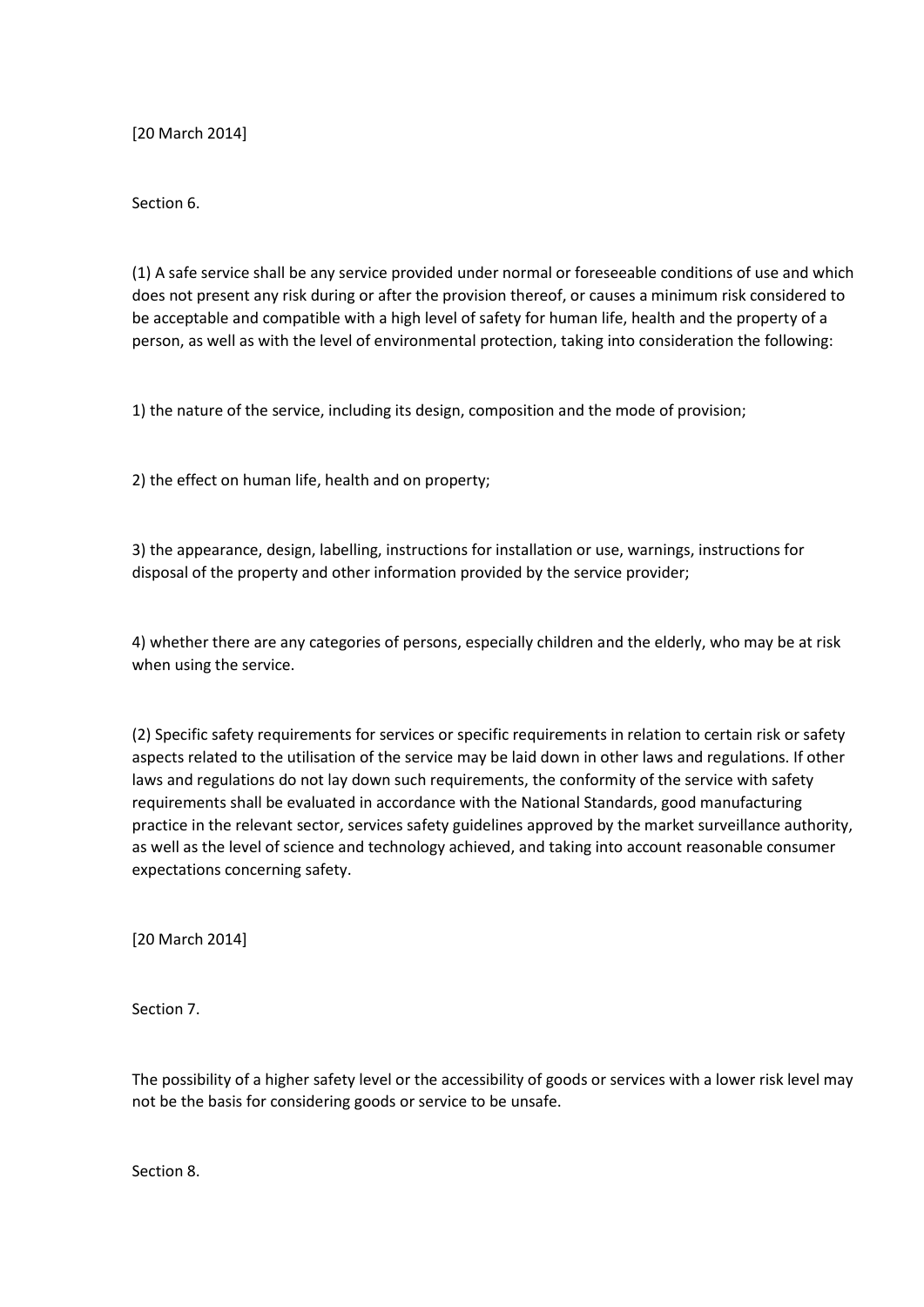[20 March 2014]

Section 6.

(1) A safe service shall be any service provided under normal or foreseeable conditions of use and which does not present any risk during or after the provision thereof, or causes a minimum risk considered to be acceptable and compatible with a high level of safety for human life, health and the property of a person, as well as with the level of environmental protection, taking into consideration the following:

1) the nature of the service, including its design, composition and the mode of provision;

2) the effect on human life, health and on property;

3) the appearance, design, labelling, instructions for installation or use, warnings, instructions for disposal of the property and other information provided by the service provider;

4) whether there are any categories of persons, especially children and the elderly, who may be at risk when using the service.

(2) Specific safety requirements for services or specific requirements in relation to certain risk or safety aspects related to the utilisation of the service may be laid down in other laws and regulations. If other laws and regulations do not lay down such requirements, the conformity of the service with safety requirements shall be evaluated in accordance with the National Standards, good manufacturing practice in the relevant sector, services safety guidelines approved by the market surveillance authority, as well as the level of science and technology achieved, and taking into account reasonable consumer expectations concerning safety.

[20 March 2014]

Section 7.

The possibility of a higher safety level or the accessibility of goods or services with a lower risk level may not be the basis for considering goods or service to be unsafe.

Section 8.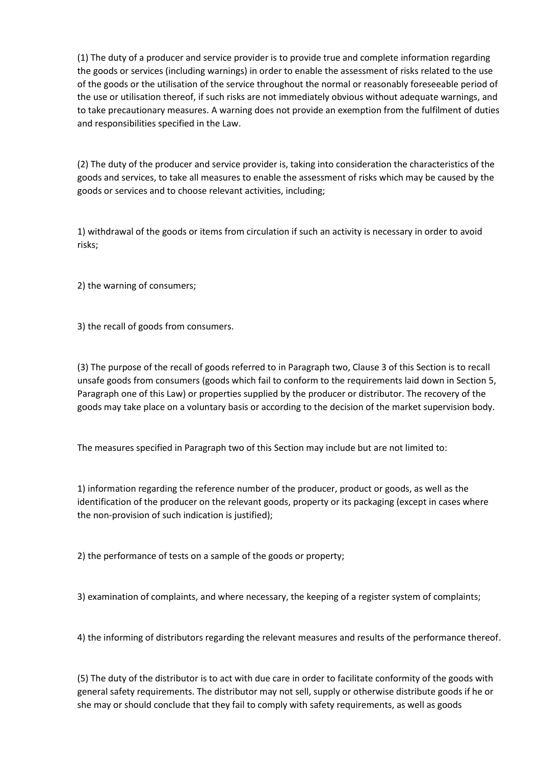(1) The duty of a producer and service provider is to provide true and complete information regarding the goods or services (including warnings) in order to enable the assessment of risks related to the use of the goods or the utilisation of the service throughout the normal or reasonably foreseeable period of the use or utilisation thereof, if such risks are not immediately obvious without adequate warnings, and to take precautionary measures. A warning does not provide an exemption from the fulfilment of duties and responsibilities specified in the Law.

(2) The duty of the producer and service provider is, taking into consideration the characteristics of the goods and services, to take all measures to enable the assessment of risks which may be caused by the goods or services and to choose relevant activities, including;

1) withdrawal of the goods or items from circulation if such an activity is necessary in order to avoid risks;

2) the warning of consumers;

3) the recall of goods from consumers.

(3) The purpose of the recall of goods referred to in Paragraph two, Clause 3 of this Section is to recall unsafe goods from consumers (goods which fail to conform to the requirements laid down in Section 5, Paragraph one of this Law) or properties supplied by the producer or distributor. The recovery of the goods may take place on a voluntary basis or according to the decision of the market supervision body.

The measures specified in Paragraph two of this Section may include but are not limited to:

1) information regarding the reference number of the producer, product or goods, as well as the identification of the producer on the relevant goods, property or its packaging (except in cases where the non-provision of such indication is justified);

2) the performance of tests on a sample of the goods or property;

3) examination of complaints, and where necessary, the keeping of a register system of complaints;

4) the informing of distributors regarding the relevant measures and results of the performance thereof.

(5) The duty of the distributor is to act with due care in order to facilitate conformity of the goods with general safety requirements. The distributor may not sell, supply or otherwise distribute goods if he or she may or should conclude that they fail to comply with safety requirements, as well as goods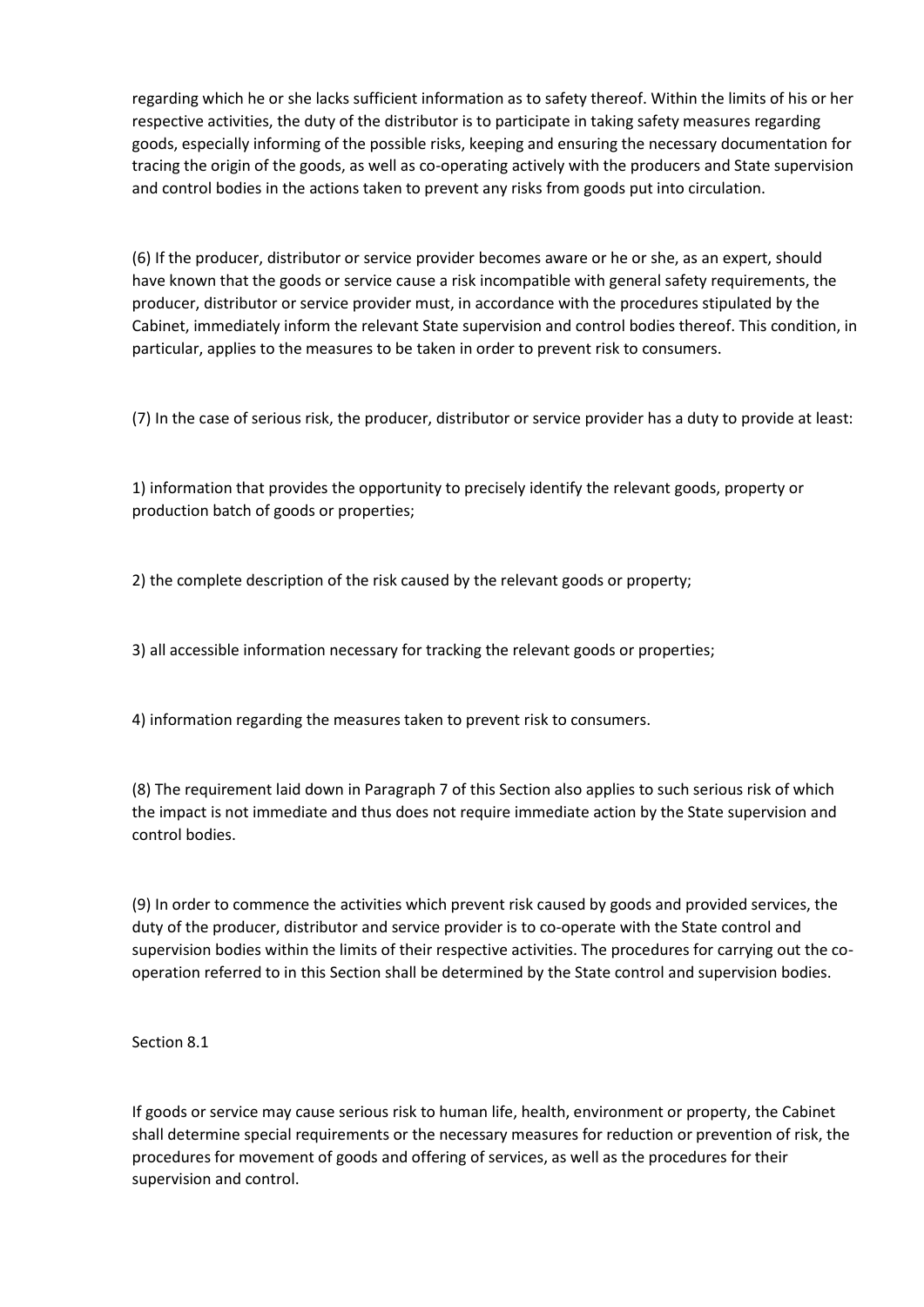regarding which he or she lacks sufficient information as to safety thereof. Within the limits of his or her respective activities, the duty of the distributor is to participate in taking safety measures regarding goods, especially informing of the possible risks, keeping and ensuring the necessary documentation for tracing the origin of the goods, as well as co-operating actively with the producers and State supervision and control bodies in the actions taken to prevent any risks from goods put into circulation.

(6) If the producer, distributor or service provider becomes aware or he or she, as an expert, should have known that the goods or service cause a risk incompatible with general safety requirements, the producer, distributor or service provider must, in accordance with the procedures stipulated by the Cabinet, immediately inform the relevant State supervision and control bodies thereof. This condition, in particular, applies to the measures to be taken in order to prevent risk to consumers.

(7) In the case of serious risk, the producer, distributor or service provider has a duty to provide at least:

1) information that provides the opportunity to precisely identify the relevant goods, property or production batch of goods or properties;

2) the complete description of the risk caused by the relevant goods or property;

3) all accessible information necessary for tracking the relevant goods or properties;

4) information regarding the measures taken to prevent risk to consumers.

(8) The requirement laid down in Paragraph 7 of this Section also applies to such serious risk of which the impact is not immediate and thus does not require immediate action by the State supervision and control bodies.

(9) In order to commence the activities which prevent risk caused by goods and provided services, the duty of the producer, distributor and service provider is to co-operate with the State control and supervision bodies within the limits of their respective activities. The procedures for carrying out the co-operation referred to in this Section shall be determined by the State control and supervision bodies.

Section 8.1

If goods or service may cause serious risk to human life, health, environment or property, the Cabinet shall determine special requirements or the necessary measures for reduction or prevention of risk, the procedures for movement of goods and offering of services, as well as the procedures for their supervision and control.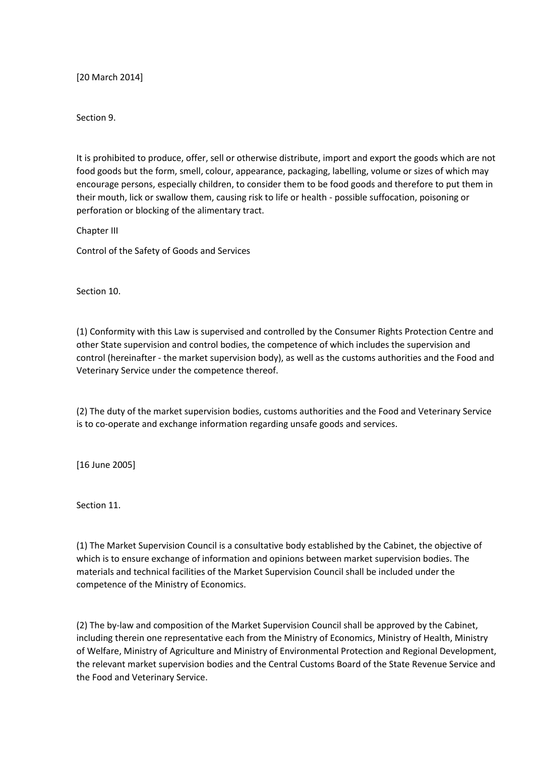[20 March 2014]

Section 9.

It is prohibited to produce, offer, sell or otherwise distribute, import and export the goods which are not food goods but the form, smell, colour, appearance, packaging, labelling, volume or sizes of which may encourage persons, especially children, to consider them to be food goods and therefore to put them in their mouth, lick or swallow them, causing risk to life or health - possible suffocation, poisoning or perforation or blocking of the alimentary tract.

Chapter III

Control of the Safety of Goods and Services

Section 10.

(1) Conformity with this Law is supervised and controlled by the Consumer Rights Protection Centre and other State supervision and control bodies, the competence of which includes the supervision and control (hereinafter - the market supervision body), as well as the customs authorities and the Food and Veterinary Service under the competence thereof.

(2) The duty of the market supervision bodies, customs authorities and the Food and Veterinary Service is to co-operate and exchange information regarding unsafe goods and services.

[16 June 2005]

Section 11.

(1) The Market Supervision Council is a consultative body established by the Cabinet, the objective of which is to ensure exchange of information and opinions between market supervision bodies. The materials and technical facilities of the Market Supervision Council shall be included under the competence of the Ministry of Economics.

(2) The by-law and composition of the Market Supervision Council shall be approved by the Cabinet, including therein one representative each from the Ministry of Economics, Ministry of Health, Ministry of Welfare, Ministry of Agriculture and Ministry of Environmental Protection and Regional Development, the relevant market supervision bodies and the Central Customs Board of the State Revenue Service and the Food and Veterinary Service.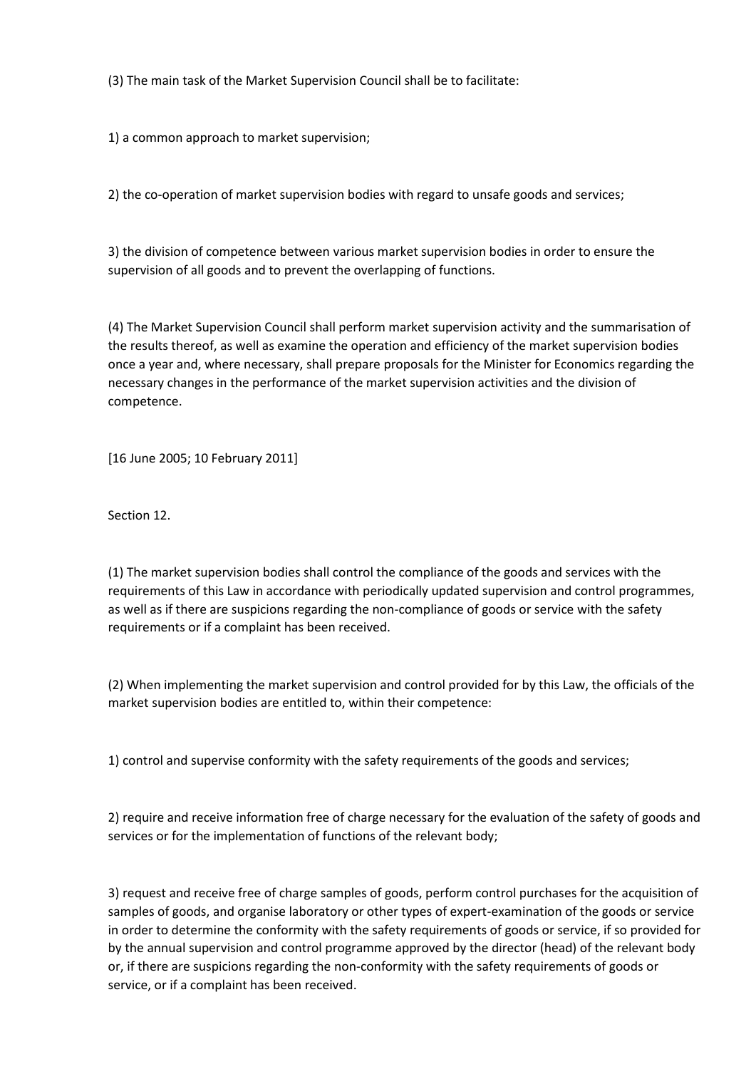(3) The main task of the Market Supervision Council shall be to facilitate:

1) a common approach to market supervision;

2) the co-operation of market supervision bodies with regard to unsafe goods and services;

3) the division of competence between various market supervision bodies in order to ensure the supervision of all goods and to prevent the overlapping of functions.

(4) The Market Supervision Council shall perform market supervision activity and the summarisation of the results thereof, as well as examine the operation and efficiency of the market supervision bodies once a year and, where necessary, shall prepare proposals for the Minister for Economics regarding the necessary changes in the performance of the market supervision activities and the division of competence.

[16 June 2005; 10 February 2011]

Section 12.

(1) The market supervision bodies shall control the compliance of the goods and services with the requirements of this Law in accordance with periodically updated supervision and control programmes, as well as if there are suspicions regarding the non-compliance of goods or service with the safety requirements or if a complaint has been received.

(2) When implementing the market supervision and control provided for by this Law, the officials of the market supervision bodies are entitled to, within their competence:

1) control and supervise conformity with the safety requirements of the goods and services;

2) require and receive information free of charge necessary for the evaluation of the safety of goods and services or for the implementation of functions of the relevant body;

3) request and receive free of charge samples of goods, perform control purchases for the acquisition of samples of goods, and organise laboratory or other types of expert-examination of the goods or service in order to determine the conformity with the safety requirements of goods or service, if so provided for by the annual supervision and control programme approved by the director (head) of the relevant body or, if there are suspicions regarding the non-conformity with the safety requirements of goods or service, or if a complaint has been received.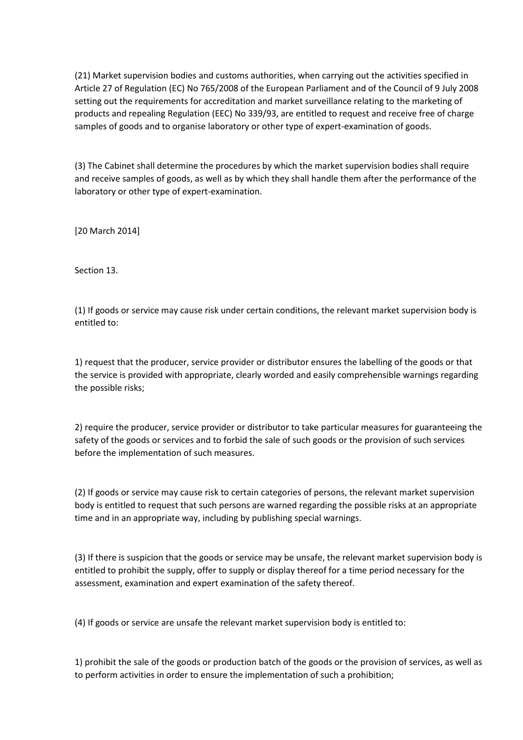(21) Market supervision bodies and customs authorities, when carrying out the activities specified in Article 27 of Regulation (EC) No 765/2008 of the European Parliament and of the Council of 9 July 2008 setting out the requirements for accreditation and market surveillance relating to the marketing of products and repealing Regulation (EEC) No 339/93, are entitled to request and receive free of charge samples of goods and to organise laboratory or other type of expert-examination of goods.

(3) The Cabinet shall determine the procedures by which the market supervision bodies shall require and receive samples of goods, as well as by which they shall handle them after the performance of the laboratory or other type of expert-examination.

[20 March 2014]

Section 13.

(1) If goods or service may cause risk under certain conditions, the relevant market supervision body is entitled to:

1) request that the producer, service provider or distributor ensures the labelling of the goods or that the service is provided with appropriate, clearly worded and easily comprehensible warnings regarding the possible risks;

2) require the producer, service provider or distributor to take particular measures for guaranteeing the safety of the goods or services and to forbid the sale of such goods or the provision of such services before the implementation of such measures.

(2) If goods or service may cause risk to certain categories of persons, the relevant market supervision body is entitled to request that such persons are warned regarding the possible risks at an appropriate time and in an appropriate way, including by publishing special warnings.

(3) If there is suspicion that the goods or service may be unsafe, the relevant market supervision body is entitled to prohibit the supply, offer to supply or display thereof for a time period necessary for the assessment, examination and expert examination of the safety thereof.

(4) If goods or service are unsafe the relevant market supervision body is entitled to:

1) prohibit the sale of the goods or production batch of the goods or the provision of services, as well as to perform activities in order to ensure the implementation of such a prohibition;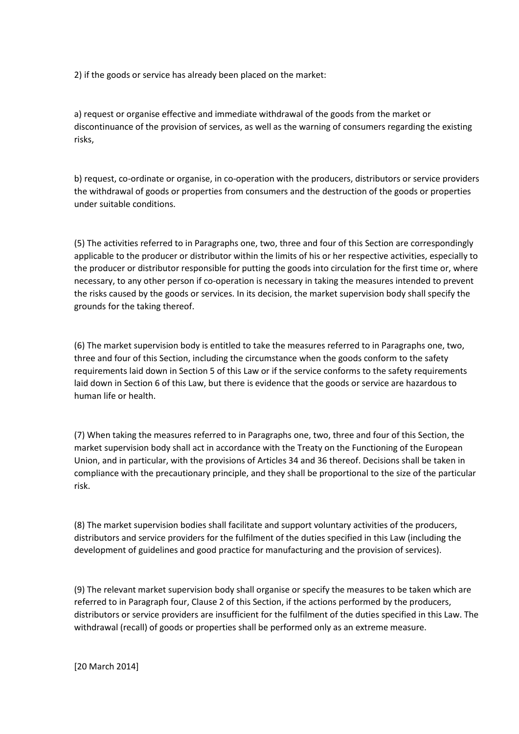2) if the goods or service has already been placed on the market:

a) request or organise effective and immediate withdrawal of the goods from the market or discontinuance of the provision of services, as well as the warning of consumers regarding the existing risks,

b) request, co-ordinate or organise, in co-operation with the producers, distributors or service providers the withdrawal of goods or properties from consumers and the destruction of the goods or properties under suitable conditions.

(5) The activities referred to in Paragraphs one, two, three and four of this Section are correspondingly applicable to the producer or distributor within the limits of his or her respective activities, especially to the producer or distributor responsible for putting the goods into circulation for the first time or, where necessary, to any other person if co-operation is necessary in taking the measures intended to prevent the risks caused by the goods or services. In its decision, the market supervision body shall specify the grounds for the taking thereof.

(6) The market supervision body is entitled to take the measures referred to in Paragraphs one, two, three and four of this Section, including the circumstance when the goods conform to the safety requirements laid down in Section 5 of this Law or if the service conforms to the safety requirements laid down in Section 6 of this Law, but there is evidence that the goods or service are hazardous to human life or health.

(7) When taking the measures referred to in Paragraphs one, two, three and four of this Section, the market supervision body shall act in accordance with the Treaty on the Functioning of the European Union, and in particular, with the provisions of Articles 34 and 36 thereof. Decisions shall be taken in compliance with the precautionary principle, and they shall be proportional to the size of the particular risk.

(8) The market supervision bodies shall facilitate and support voluntary activities of the producers, distributors and service providers for the fulfilment of the duties specified in this Law (including the development of guidelines and good practice for manufacturing and the provision of services).

(9) The relevant market supervision body shall organise or specify the measures to be taken which are referred to in Paragraph four, Clause 2 of this Section, if the actions performed by the producers, distributors or service providers are insufficient for the fulfilment of the duties specified in this Law. The withdrawal (recall) of goods or properties shall be performed only as an extreme measure.

[20 March 2014]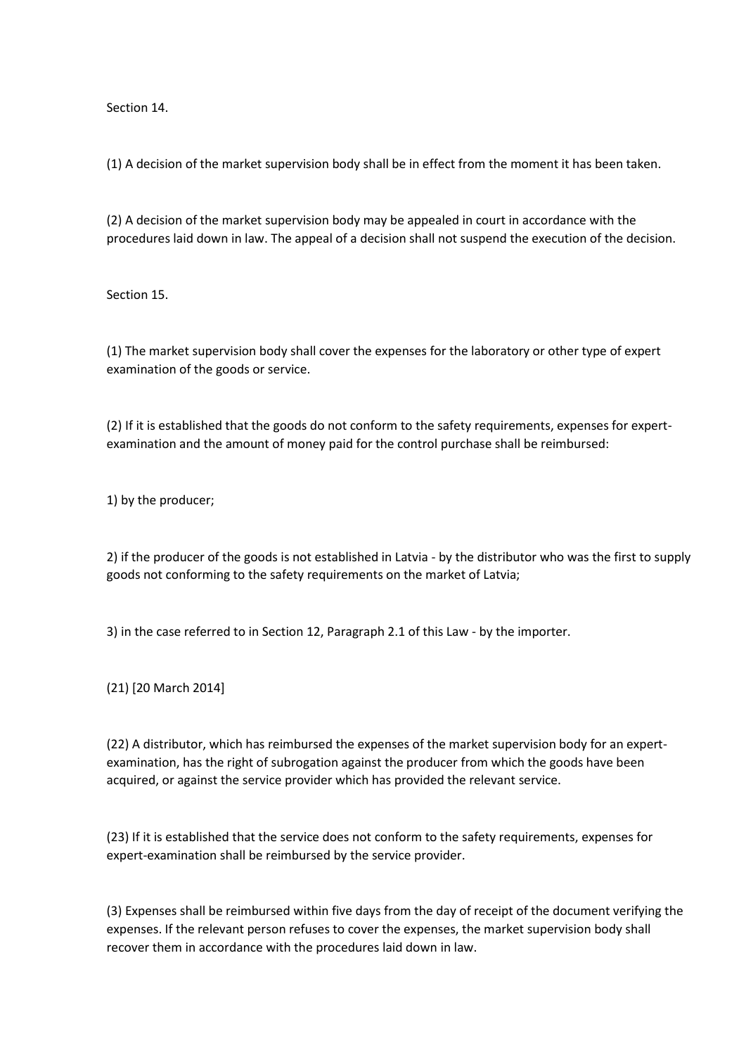Section 14.

(1) A decision of the market supervision body shall be in effect from the moment it has been taken.

(2) A decision of the market supervision body may be appealed in court in accordance with the procedures laid down in law. The appeal of a decision shall not suspend the execution of the decision.

Section 15.

(1) The market supervision body shall cover the expenses for the laboratory or other type of expert examination of the goods or service.

(2) If it is established that the goods do not conform to the safety requirements, expenses for expert-examination and the amount of money paid for the control purchase shall be reimbursed:

1) by the producer;

2) if the producer of the goods is not established in Latvia - by the distributor who was the first to supply goods not conforming to the safety requirements on the market of Latvia;

3) in the case referred to in Section 12, Paragraph 2.1 of this Law - by the importer.

(21) [20 March 2014]

(22) A distributor, which has reimbursed the expenses of the market supervision body for an expert-examination, has the right of subrogation against the producer from which the goods have been acquired, or against the service provider which has provided the relevant service.

(23) If it is established that the service does not conform to the safety requirements, expenses for expert-examination shall be reimbursed by the service provider.

(3) Expenses shall be reimbursed within five days from the day of receipt of the document verifying the expenses. If the relevant person refuses to cover the expenses, the market supervision body shall recover them in accordance with the procedures laid down in law.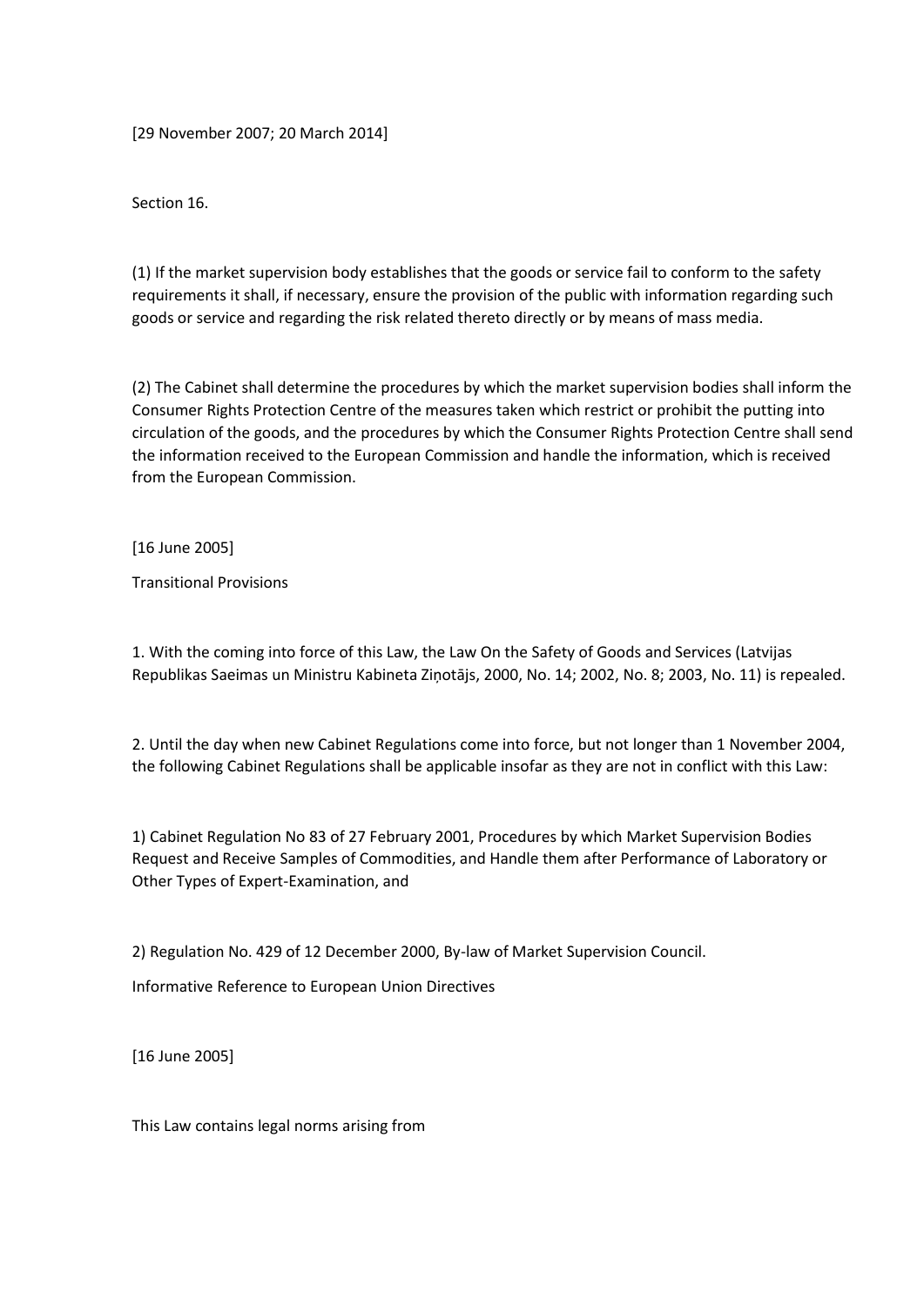[29 November 2007; 20 March 2014]

Section 16.

(1) If the market supervision body establishes that the goods or service fail to conform to the safety requirements it shall, if necessary, ensure the provision of the public with information regarding such goods or service and regarding the risk related thereto directly or by means of mass media.

(2) The Cabinet shall determine the procedures by which the market supervision bodies shall inform the Consumer Rights Protection Centre of the measures taken which restrict or prohibit the putting into circulation of the goods, and the procedures by which the Consumer Rights Protection Centre shall send the information received to the European Commission and handle the information, which is received from the European Commission.

[16 June 2005]

Transitional Provisions

1. With the coming into force of this Law, the Law On the Safety of Goods and Services (Latvijas Republikas Saeimas un Ministru Kabineta Ziņotājs, 2000, No. 14; 2002, No. 8; 2003, No. 11) is repealed.

2. Until the day when new Cabinet Regulations come into force, but not longer than 1 November 2004, the following Cabinet Regulations shall be applicable insofar as they are not in conflict with this Law:

1) Cabinet Regulation No 83 of 27 February 2001, Procedures by which Market Supervision Bodies Request and Receive Samples of Commodities, and Handle them after Performance of Laboratory or Other Types of Expert-Examination, and

2) Regulation No. 429 of 12 December 2000, By-law of Market Supervision Council.

Informative Reference to European Union Directives

[16 June 2005]

This Law contains legal norms arising from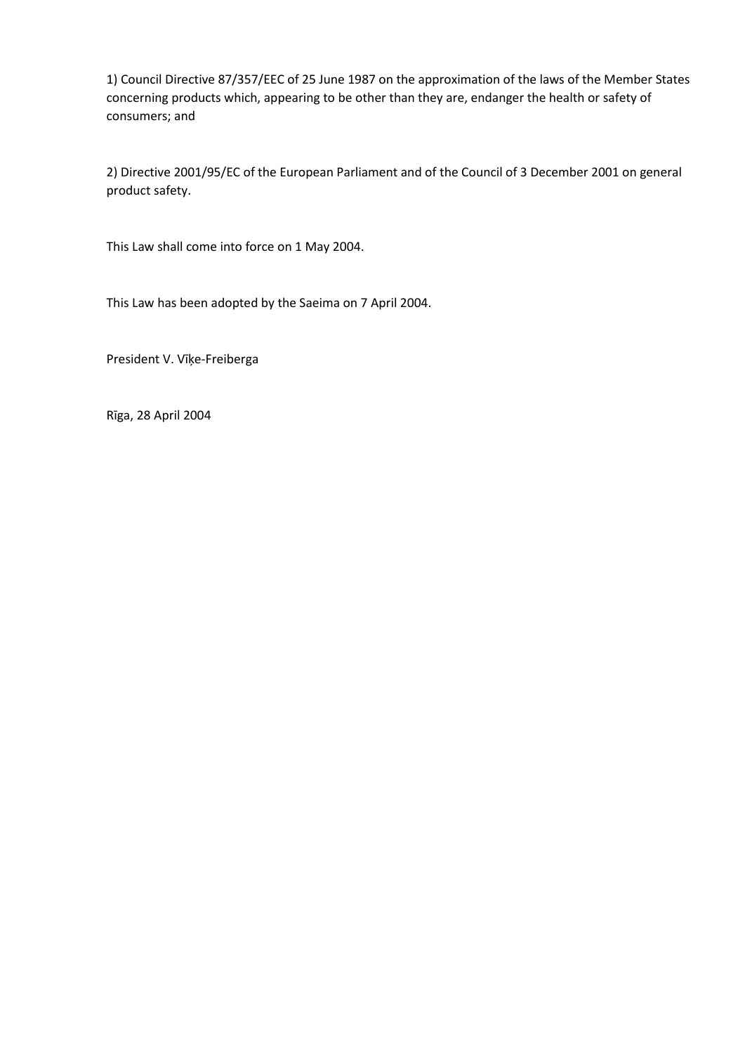1) Council Directive 87/357/EEC of 25 June 1987 on the approximation of the laws of the Member States concerning products which, appearing to be other than they are, endanger the health or safety of consumers; and

2) Directive 2001/95/EC of the European Parliament and of the Council of 3 December 2001 on general product safety.

This Law shall come into force on 1 May 2004.

This Law has been adopted by the Saeima on 7 April 2004.

President V. Vīķe-Freiberga

Rīga, 28 April 2004